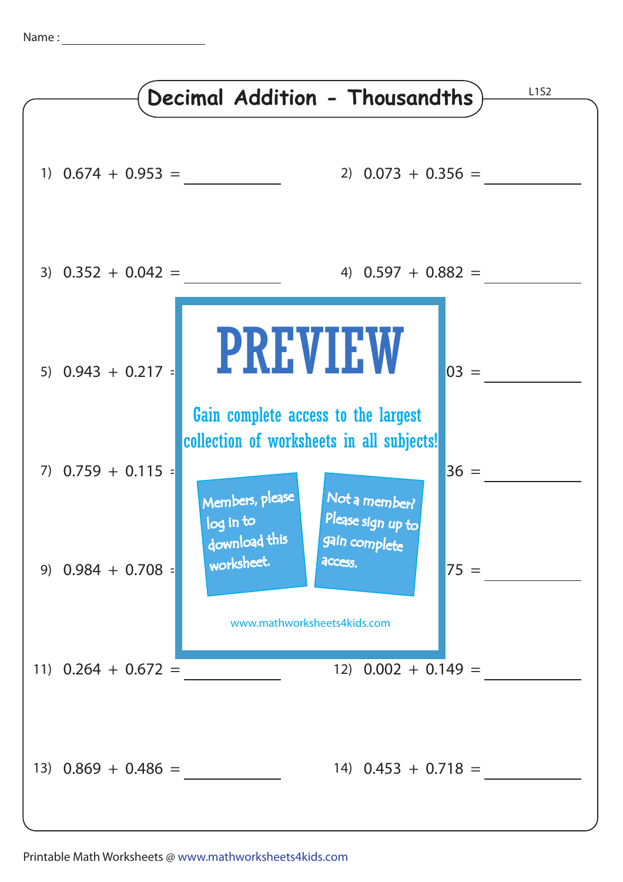Name : ____________________

# Decimal Addition - Thousandths

L1S2

1) $0.674 + 0.953 =$ __________

2) $0.073 + 0.356 =$ __________

3) $0.352 + 0.042 =$ __________

4) $0.597 + 0.882 =$ __________

5) $0.943 + 0.217 =$ __________

6) 03 = __________

7) $0.759 + 0.115 =$ __________

8) 36 = __________

9) $0.984 + 0.708 =$ __________

10) 75 = __________

11) $0.264 + 0.672 =$ __________

12) $0.002 + 0.149 =$ __________

13) $0.869 + 0.486 =$ __________

14) $0.453 + 0.718 =$ __________

PREVIEW

Gain complete access to the largest collection of worksheets in all subjects!

Members, please log in to download this worksheet.

Not a member? Please sign up to gain complete access.

www.mathworksheets4kids.com

Printable Math Worksheets @ www.mathworksheets4kids.com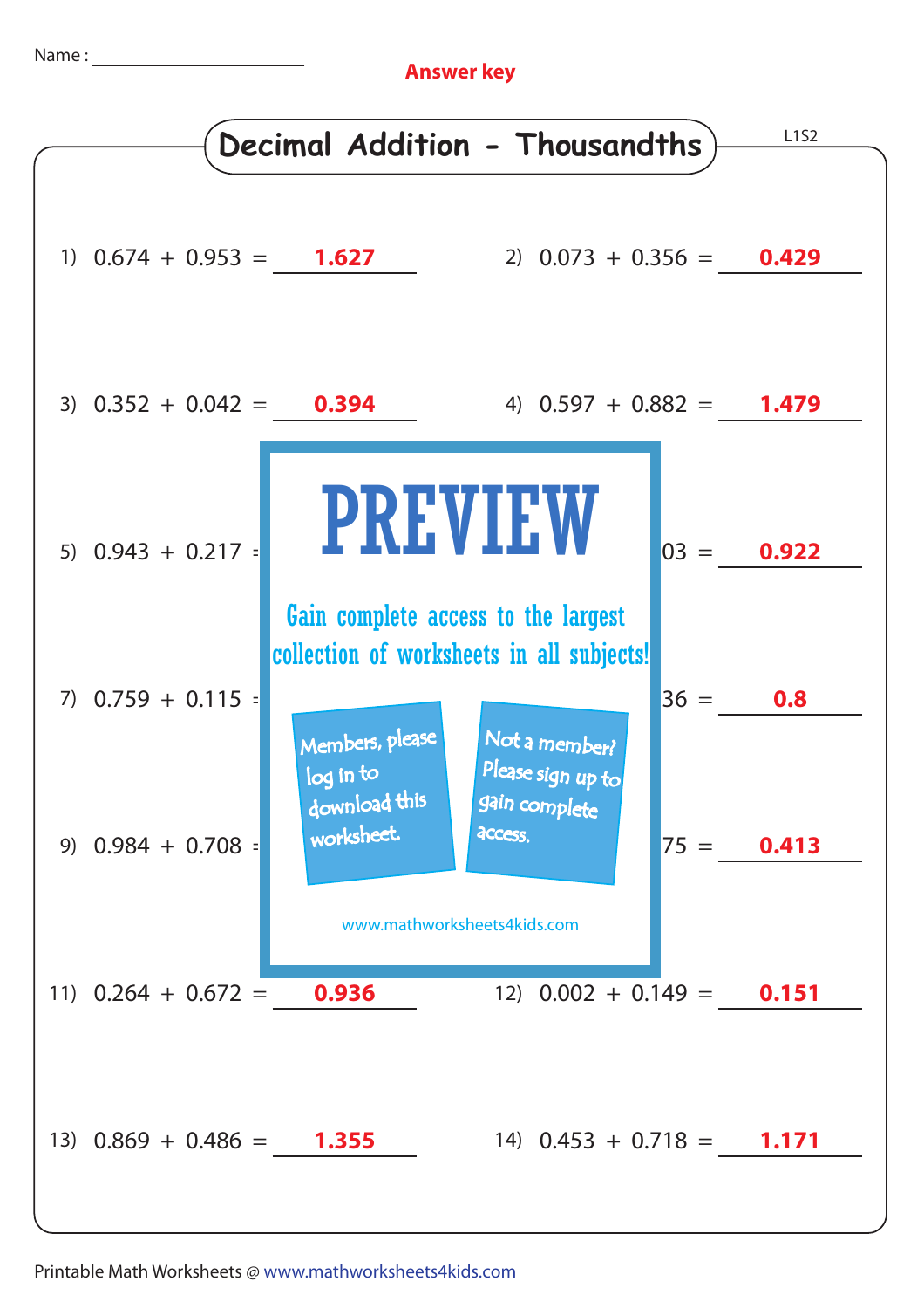Name : ____________________

**Answer key**

# Decimal Addition - Thousandths

L1S2

1) $0.674 + 0.953 =$ **1.627**

2) $0.073 + 0.356 =$ **0.429**

3) $0.352 + 0.042 =$ **0.394**

4) $0.597 + 0.882 =$ **1.479**

5) $0.943 + 0.217 =$

6) …03 = **0.922**

7) $0.759 + 0.115 =$

8) …36 = **0.8**

9) $0.984 + 0.708 =$

10) …75 = **0.413**

PREVIEW

Gain complete access to the largest collection of worksheets in all subjects!

Members, please log in to download this worksheet.

Not a member? Please sign up to gain complete access.

www.mathworksheets4kids.com

11) $0.264 + 0.672 =$ **0.936**

12) $0.002 + 0.149 =$ **0.151**

13) $0.869 + 0.486 =$ **1.355**

14) $0.453 + 0.718 =$ **1.171**

Printable Math Worksheets @ www.mathworksheets4kids.com